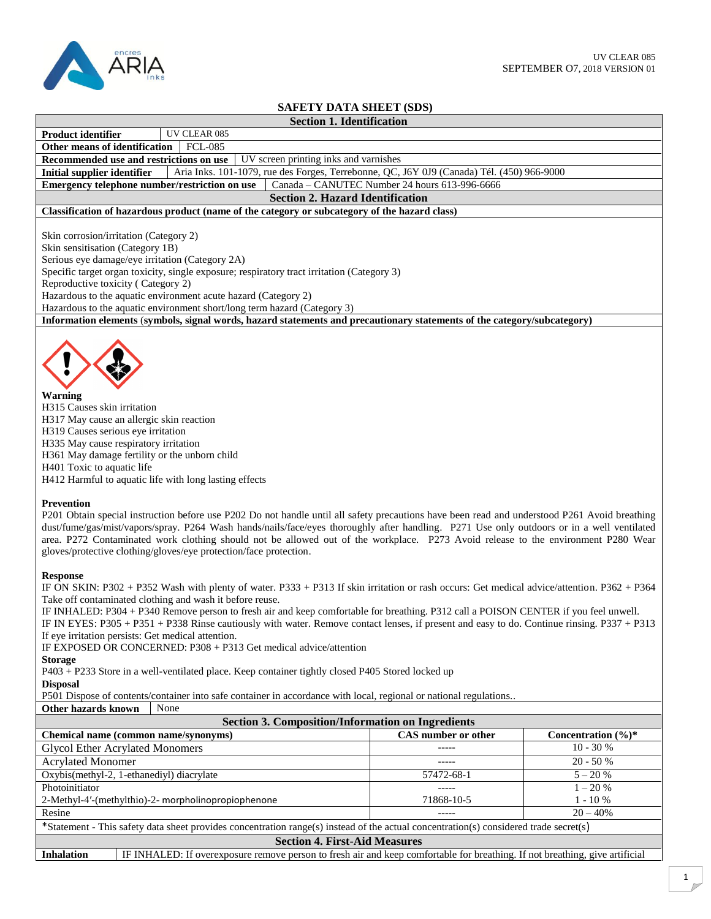UV CLEAR 085
SEPTEMBER O7, 2018 VERSION 01

# SAFETY DATA SHEET (SDS)

## Section 1. Identification

| | |
|---|---|
| **Product identifier** | UV CLEAR 085 |
| **Other means of identification** | FCL-085 |
| **Recommended use and restrictions on use** | UV screen printing inks and varnishes |
| **Initial supplier identifier** | Aria Inks. 101-1079, rue des Forges, Terrebonne, QC, J6Y 0J9 (Canada) Tél. (450) 966-9000 |
| **Emergency telephone number/restriction on use** | Canada – CANUTEC Number 24 hours 613-996-6666 |

## Section 2. Hazard Identification

**Classification of hazardous product (name of the category or subcategory of the hazard class)**

Skin corrosion/irritation (Category 2)
Skin sensitisation (Category 1B)
Serious eye damage/eye irritation (Category 2A)
Specific target organ toxicity, single exposure; respiratory tract irritation (Category 3)
Reproductive toxicity ( Category 2)
Hazardous to the aquatic environment acute hazard (Category 2)
Hazardous to the aquatic environment short/long term hazard (Category 3)

**Information elements** (**symbols, signal words, hazard statements and precautionary statements of the category/subcategory)**

**Warning**
H315 Causes skin irritation
H317 May cause an allergic skin reaction
H319 Causes serious eye irritation
H335 May cause respiratory irritation
H361 May damage fertility or the unborn child
H401 Toxic to aquatic life
H412 Harmful to aquatic life with long lasting effects

**Prevention**
P201 Obtain special instruction before use P202 Do not handle until all safety precautions have been read and understood P261 Avoid breathing dust/fume/gas/mist/vapors/spray. P264 Wash hands/nails/face/eyes thoroughly after handling. P271 Use only outdoors or in a well ventilated area. P272 Contaminated work clothing should not be allowed out of the workplace. P273 Avoid release to the environment P280 Wear gloves/protective clothing/gloves/eye protection/face protection.

**Response**
IF ON SKIN: P302 + P352 Wash with plenty of water. P333 + P313 If skin irritation or rash occurs: Get medical advice/attention. P362 + P364 Take off contaminated clothing and wash it before reuse.
IF INHALED: P304 + P340 Remove person to fresh air and keep comfortable for breathing. P312 call a POISON CENTER if you feel unwell.
IF IN EYES: P305 + P351 + P338 Rinse cautiously with water. Remove contact lenses, if present and easy to do. Continue rinsing. P337 + P313 If eye irritation persists: Get medical attention.
IF EXPOSED OR CONCERNED: P308 + P313 Get medical advice/attention
**Storage**
P403 + P233 Store in a well-ventilated place. Keep container tightly closed P405 Stored locked up
**Disposal**
P501 Dispose of contents/container into safe container in accordance with local, regional or national regulations..

| | |
|---|---|
| **Other hazards known** | None |

## Section 3. Composition/Information on Ingredients

| Chemical name (common name/synonyms) | CAS number or other | Concentration (%)* |
|---|---|---|
| Glycol Ether Acrylated Monomers | ----- | 10 - 30 % |
| Acrylated Monomer | ----- | 20 - 50 % |
| Oxybis(methyl-2, 1-ethanediyl) diacrylate | 57472-68-1 | 5 – 20 % |
| Photoinitiator | ----- | 1 – 20 % |
| 2-Methyl-4′-(methylthio)-2- morpholinopropiophenone | 71868-10-5 | 1 - 10 % |
| Resine | ----- | 20 – 40% |

*Statement - This safety data sheet provides concentration range(s) instead of the actual concentration(s) considered trade secret(s)

## Section 4. First-Aid Measures

| | |
|---|---|
| **Inhalation** | IF INHALED: If overexposure remove person to fresh air and keep comfortable for breathing. If not breathing, give artificial |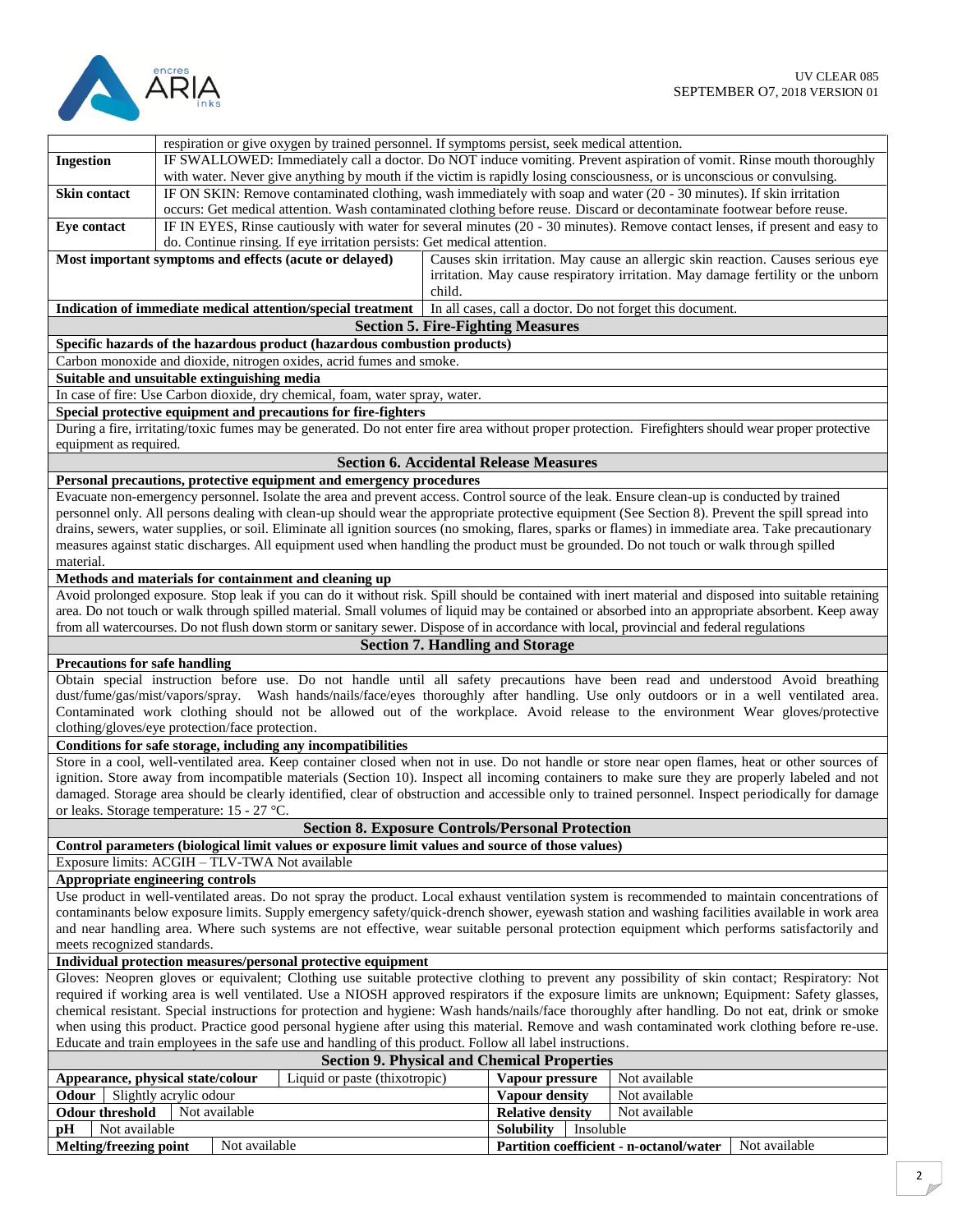| | |
|---|---|
| | respiration or give oxygen by trained personnel. If symptoms persist, seek medical attention. |
| **Ingestion** | IF SWALLOWED: Immediately call a doctor. Do NOT induce vomiting. Prevent aspiration of vomit. Rinse mouth thoroughly with water. Never give anything by mouth if the victim is rapidly losing consciousness, or is unconscious or convulsing. |
| **Skin contact** | IF ON SKIN: Remove contaminated clothing, wash immediately with soap and water (20 - 30 minutes). If skin irritation occurs: Get medical attention. Wash contaminated clothing before reuse. Discard or decontaminate footwear before reuse. |
| **Eye contact** | IF IN EYES, Rinse cautiously with water for several minutes (20 - 30 minutes). Remove contact lenses, if present and easy to do. Continue rinsing. If eye irritation persists: Get medical attention. |
| **Most important symptoms and effects (acute or delayed)** | Causes skin irritation. May cause an allergic skin reaction. Causes serious eye irritation. May cause respiratory irritation. May damage fertility or the unborn child. |
| **Indication of immediate medical attention/special treatment** | In all cases, call a doctor. Do not forget this document. |

## Section 5. Fire-Fighting Measures

**Specific hazards of the hazardous product (hazardous combustion products)**

Carbon monoxide and dioxide, nitrogen oxides, acrid fumes and smoke.

**Suitable and unsuitable extinguishing media**

In case of fire: Use Carbon dioxide, dry chemical, foam, water spray, water.

**Special protective equipment and precautions for fire-fighters**

During a fire, irritating/toxic fumes may be generated. Do not enter fire area without proper protection. Firefighters should wear proper protective equipment as required.

## Section 6. Accidental Release Measures

**Personal precautions, protective equipment and emergency procedures**

Evacuate non-emergency personnel. Isolate the area and prevent access. Control source of the leak. Ensure clean-up is conducted by trained personnel only. All persons dealing with clean-up should wear the appropriate protective equipment (See Section 8). Prevent the spill spread into drains, sewers, water supplies, or soil. Eliminate all ignition sources (no smoking, flares, sparks or flames) in immediate area. Take precautionary measures against static discharges. All equipment used when handling the product must be grounded. Do not touch or walk through spilled material.

**Methods and materials for containment and cleaning up**

Avoid prolonged exposure. Stop leak if you can do it without risk. Spill should be contained with inert material and disposed into suitable retaining area. Do not touch or walk through spilled material. Small volumes of liquid may be contained or absorbed into an appropriate absorbent. Keep away from all watercourses. Do not flush down storm or sanitary sewer. Dispose of in accordance with local, provincial and federal regulations

## Section 7. Handling and Storage

**Precautions for safe handling**

Obtain special instruction before use. Do not handle until all safety precautions have been read and understood Avoid breathing dust/fume/gas/mist/vapors/spray. Wash hands/nails/face/eyes thoroughly after handling. Use only outdoors or in a well ventilated area. Contaminated work clothing should not be allowed out of the workplace. Avoid release to the environment Wear gloves/protective clothing/gloves/eye protection/face protection.

**Conditions for safe storage, including any incompatibilities**

Store in a cool, well-ventilated area. Keep container closed when not in use. Do not handle or store near open flames, heat or other sources of ignition. Store away from incompatible materials (Section 10). Inspect all incoming containers to make sure they are properly labeled and not damaged. Storage area should be clearly identified, clear of obstruction and accessible only to trained personnel. Inspect periodically for damage or leaks. Storage temperature: 15 - 27 °C.

## Section 8. Exposure Controls/Personal Protection

**Control parameters (biological limit values or exposure limit values and source of those values)**

Exposure limits: ACGIH – TLV-TWA Not available

**Appropriate engineering controls**

Use product in well-ventilated areas. Do not spray the product. Local exhaust ventilation system is recommended to maintain concentrations of contaminants below exposure limits. Supply emergency safety/quick-drench shower, eyewash station and washing facilities available in work area and near handling area. Where such systems are not effective, wear suitable personal protection equipment which performs satisfactorily and meets recognized standards.

**Individual protection measures/personal protective equipment**

Gloves: Neopren gloves or equivalent; Clothing use suitable protective clothing to prevent any possibility of skin contact; Respiratory: Not required if working area is well ventilated. Use a NIOSH approved respirators if the exposure limits are unknown; Equipment: Safety glasses, chemical resistant. Special instructions for protection and hygiene: Wash hands/nails/face thoroughly after handling. Do not eat, drink or smoke when using this product. Practice good personal hygiene after using this material. Remove and wash contaminated work clothing before re-use. Educate and train employees in the safe use and handling of this product. Follow all label instructions.

## Section 9. Physical and Chemical Properties

| Property | Value | Property | Value |
|---|---|---|---|
| **Appearance, physical state/colour** | Liquid or paste (thixotropic) | **Vapour pressure** | Not available |
| **Odour** | Slightly acrylic odour | **Vapour density** | Not available |
| **Odour threshold** | Not available | **Relative density** | Not available |
| **pH** | Not available | **Solubility** | Insoluble |
| **Melting/freezing point** | Not available | **Partition coefficient - n-octanol/water** | Not available |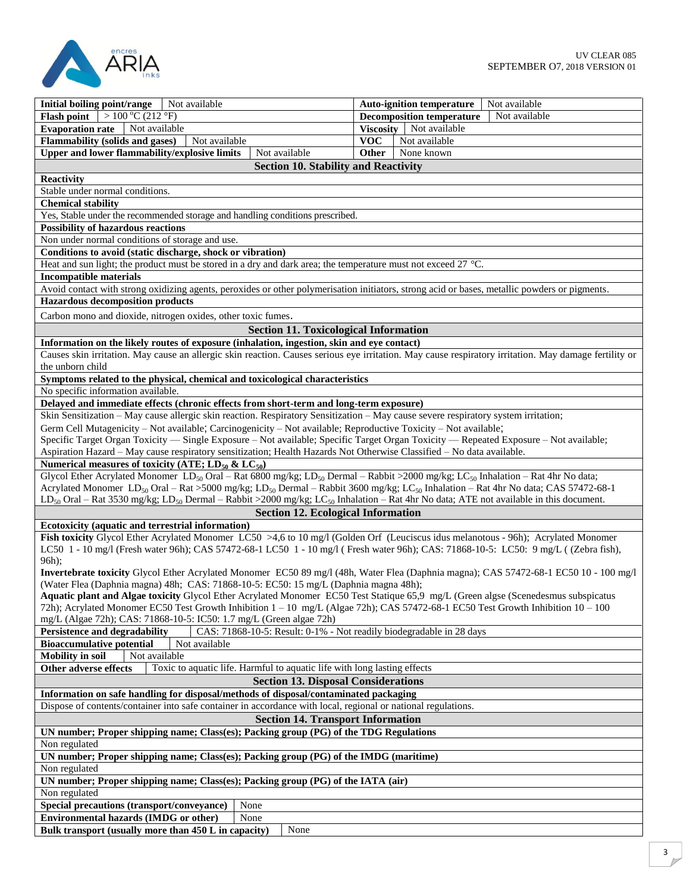| Initial boiling point/range | Not available | Auto-ignition temperature | Not available |
|---|---|---|---|
| Flash point | > 100 °C (212 °F) | Decomposition temperature | Not available |
| Evaporation rate | Not available | Viscosity | Not available |
| Flammability (solids and gases) | Not available | VOC | Not available |
| Upper and lower flammability/explosive limits | Not available | Other | None known |

## Section 10. Stability and Reactivity

**Reactivity**

Stable under normal conditions.

**Chemical stability**

Yes, Stable under the recommended storage and handling conditions prescribed.

**Possibility of hazardous reactions**

Non under normal conditions of storage and use.

**Conditions to avoid (static discharge, shock or vibration)**

Heat and sun light; the product must be stored in a dry and dark area; the temperature must not exceed 27 °C.

**Incompatible materials**

Avoid contact with strong oxidizing agents, peroxides or other polymerisation initiators, strong acid or bases, metallic powders or pigments.

**Hazardous decomposition products**

Carbon mono and dioxide, nitrogen oxides, other toxic fumes.

## Section 11. Toxicological Information

**Information on the likely routes of exposure (inhalation, ingestion, skin and eye contact)**

Causes skin irritation. May cause an allergic skin reaction. Causes serious eye irritation. May cause respiratory irritation. May damage fertility or the unborn child

**Symptoms related to the physical, chemical and toxicological characteristics**

No specific information available.

**Delayed and immediate effects (chronic effects from short-term and long-term exposure)**

Skin Sensitization – May cause allergic skin reaction. Respiratory Sensitization – May cause severe respiratory system irritation;
Germ Cell Mutagenicity – Not available; Carcinogenicity – Not available; Reproductive Toxicity – Not available;
Specific Target Organ Toxicity — Single Exposure – Not available; Specific Target Organ Toxicity — Repeated Exposure – Not available;
Aspiration Hazard – May cause respiratory sensitization; Health Hazards Not Otherwise Classified – No data available.

**Numerical measures of toxicity (ATE; $LD_{50}$ & $LC_{50}$)**

Glycol Ether Acrylated Monomer $LD_{50}$ Oral – Rat 6800 mg/kg; $LD_{50}$ Dermal – Rabbit >2000 mg/kg; $LC_{50}$ Inhalation – Rat 4hr No data;
Acrylated Monomer $LD_{50}$ Oral – Rat >5000 mg/kg; $LD_{50}$ Dermal – Rabbit 3600 mg/kg; $LC_{50}$ Inhalation – Rat 4hr No data; CAS 57472-68-1 $LD_{50}$ Oral – Rat 3530 mg/kg; $LD_{50}$ Dermal – Rabbit >2000 mg/kg; $LC_{50}$ Inhalation – Rat 4hr No data; ATE not available in this document.

## Section 12. Ecological Information

**Ecotoxicity (aquatic and terrestrial information)**

**Fish toxicity** Glycol Ether Acrylated Monomer LC50 >4,6 to 10 mg/l (Golden Orf (Leuciscus idus melanotous - 96h); Acrylated Monomer LC50 1 - 10 mg/l (Fresh water 96h); CAS 57472-68-1 LC50 1 - 10 mg/l ( Fresh water 96h); CAS: 71868-10-5: LC50: 9 mg/L ( (Zebra fish), 96h);

**Invertebrate toxicity** Glycol Ether Acrylated Monomer EC50 89 mg/l (48h, Water Flea (Daphnia magna); CAS 57472-68-1 EC50 10 - 100 mg/l (Water Flea (Daphnia magna) 48h; CAS: 71868-10-5: EC50: 15 mg/L (Daphnia magna 48h);

**Aquatic plant and Algae toxicity** Glycol Ether Acrylated Monomer EC50 Test Statique 65,9 mg/L (Green algse (Scenedesmus subspicatus 72h); Acrylated Monomer EC50 Test Growth Inhibition 1 – 10 mg/L (Algae 72h); CAS 57472-68-1 EC50 Test Growth Inhibition 10 – 100 mg/L (Algae 72h); CAS: 71868-10-5: IC50: 1.7 mg/L (Green algae 72h)

| Persistence and degradability | CAS: 71868-10-5: Result: 0-1% - Not readily biodegradable in 28 days |
|---|---|
| Bioaccumulative potential | Not available |
| Mobility in soil | Not available |
| Other adverse effects | Toxic to aquatic life. Harmful to aquatic life with long lasting effects |

## Section 13. Disposal Considerations

**Information on safe handling for disposal/methods of disposal/contaminated packaging**

Dispose of contents/container into safe container in accordance with local, regional or national regulations.

## Section 14. Transport Information

**UN number; Proper shipping name; Class(es); Packing group (PG) of the TDG Regulations**

Non regulated

**UN number; Proper shipping name; Class(es); Packing group (PG) of the IMDG (maritime)**

Non regulated

**UN number; Proper shipping name; Class(es); Packing group (PG) of the IATA (air)**

Non regulated

| Special precautions (transport/conveyance) | None |
|---|---|
| Environmental hazards (IMDG or other) | None |
| Bulk transport (usually more than 450 L in capacity) | None |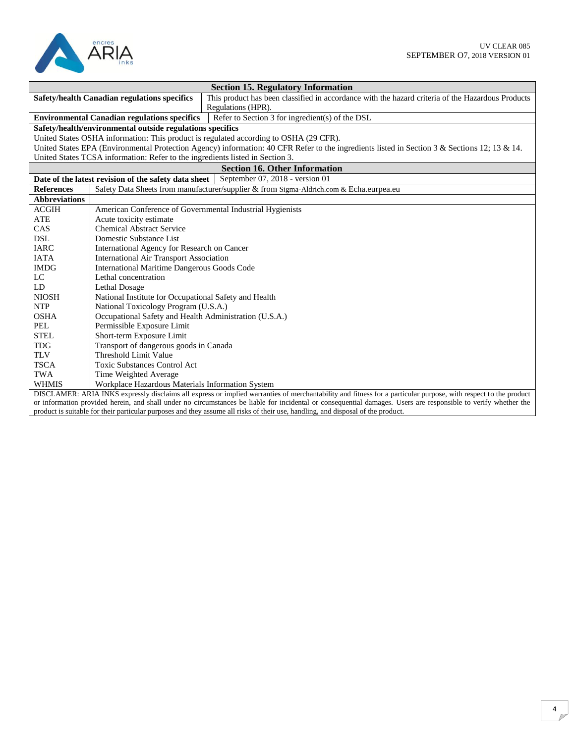## Section 15. Regulatory Information

| | |
|---|---|
| **Safety/health Canadian regulations specifics** | This product has been classified in accordance with the hazard criteria of the Hazardous Products Regulations (HPR). |
| **Environmental Canadian regulations specifics** | Refer to Section 3 for ingredient(s) of the DSL |

**Safety/health/environmental outside regulations specifics**

United States OSHA information: This product is regulated according to OSHA (29 CFR).

United States EPA (Environmental Protection Agency) information: 40 CFR Refer to the ingredients listed in Section 3 & Sections 12; 13 & 14.

United States TCSA information: Refer to the ingredients listed in Section 3.

## Section 16. Other Information

| | |
|---|---|
| **Date of the latest revision of the safety data sheet** | September 07, 2018 - version 01 |
| **References** | Safety Data Sheets from manufacturer/supplier & from Sigma-Aldrich.com & Echa.eurpea.eu |

| **Abbreviations** | |
|---|---|
| ACGIH | American Conference of Governmental Industrial Hygienists |
| ATE | Acute toxicity estimate |
| CAS | Chemical Abstract Service |
| DSL | Domestic Substance List |
| IARC | International Agency for Research on Cancer |
| IATA | International Air Transport Association |
| IMDG | International Maritime Dangerous Goods Code |
| LC | Lethal concentration |
| LD | Lethal Dosage |
| NIOSH | National Institute for Occupational Safety and Health |
| NTP | National Toxicology Program (U.S.A.) |
| OSHA | Occupational Safety and Health Administration (U.S.A.) |
| PEL | Permissible Exposure Limit |
| STEL | Short-term Exposure Limit |
| TDG | Transport of dangerous goods in Canada |
| TLV | Threshold Limit Value |
| TSCA | Toxic Substances Control Act |
| TWA | Time Weighted Average |
| WHMIS | Workplace Hazardous Materials Information System |

DISCLAMER: ARIA INKS expressly disclaims all express or implied warranties of merchantability and fitness for a particular purpose, with respect to the product or information provided herein, and shall under no circumstances be liable for incidental or consequential damages. Users are responsible to verify whether the product is suitable for their particular purposes and they assume all risks of their use, handling, and disposal of the product.